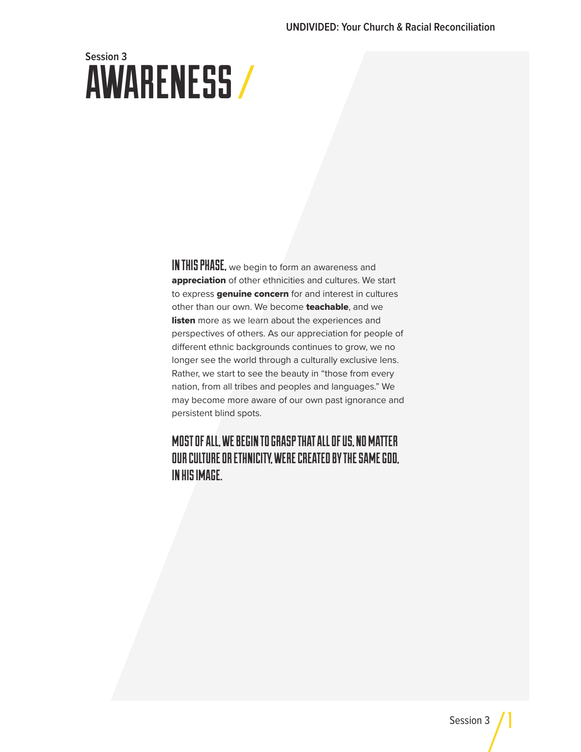Session 3

# AWARENESS /

**IN THIS PHASE,** we begin to form an awareness and **appreciation** of other ethnicities and cultures. We start to express **genuine concern** for and interest in cultures other than our own. We become **teachable**, and we **listen** more as we learn about the experiences and perspectives of others. As our appreciation for people of different ethnic backgrounds continues to grow, we no longer see the world through a culturally exclusive lens. Rather, we start to see the beauty in "those from every nation, from all tribes and peoples and languages." We may become more aware of our own past ignorance and persistent blind spots.

**MOST OF ALL, WE BEGIN TO GRASP THAT ALL OF US, NO MATTER OUR CULTURE OR ETHNICITY, WERE CREATED BY THE SAME GOD, IN HIS IMAGE.**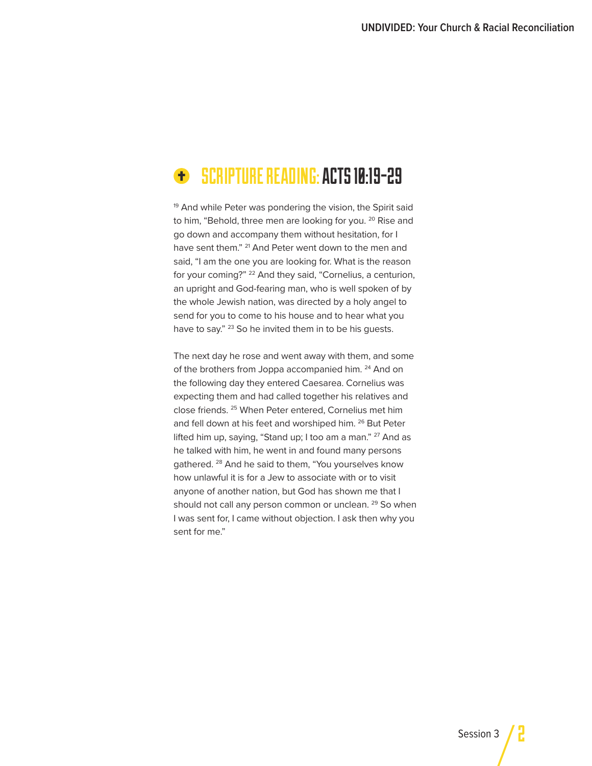## SCRIPTURE READING: ACTS 10:19-29

[19] And while Peter was pondering the vision, the Spirit said to him, "Behold, three men are looking for you. [20] Rise and go down and accompany them without hesitation, for I have sent them." [21] And Peter went down to the men and said, "I am the one you are looking for. What is the reason for your coming?" [22] And they said, "Cornelius, a centurion, an upright and God-fearing man, who is well spoken of by the whole Jewish nation, was directed by a holy angel to send for you to come to his house and to hear what you have to say." [23] So he invited them in to be his guests.

The next day he rose and went away with them, and some of the brothers from Joppa accompanied him. [24] And on the following day they entered Caesarea. Cornelius was expecting them and had called together his relatives and close friends. [25] When Peter entered, Cornelius met him and fell down at his feet and worshiped him. [26] But Peter lifted him up, saying, "Stand up; I too am a man." [27] And as he talked with him, he went in and found many persons gathered. [28] And he said to them, "You yourselves know how unlawful it is for a Jew to associate with or to visit anyone of another nation, but God has shown me that I should not call any person common or unclean. [29] So when I was sent for, I came without objection. I ask then why you sent for me."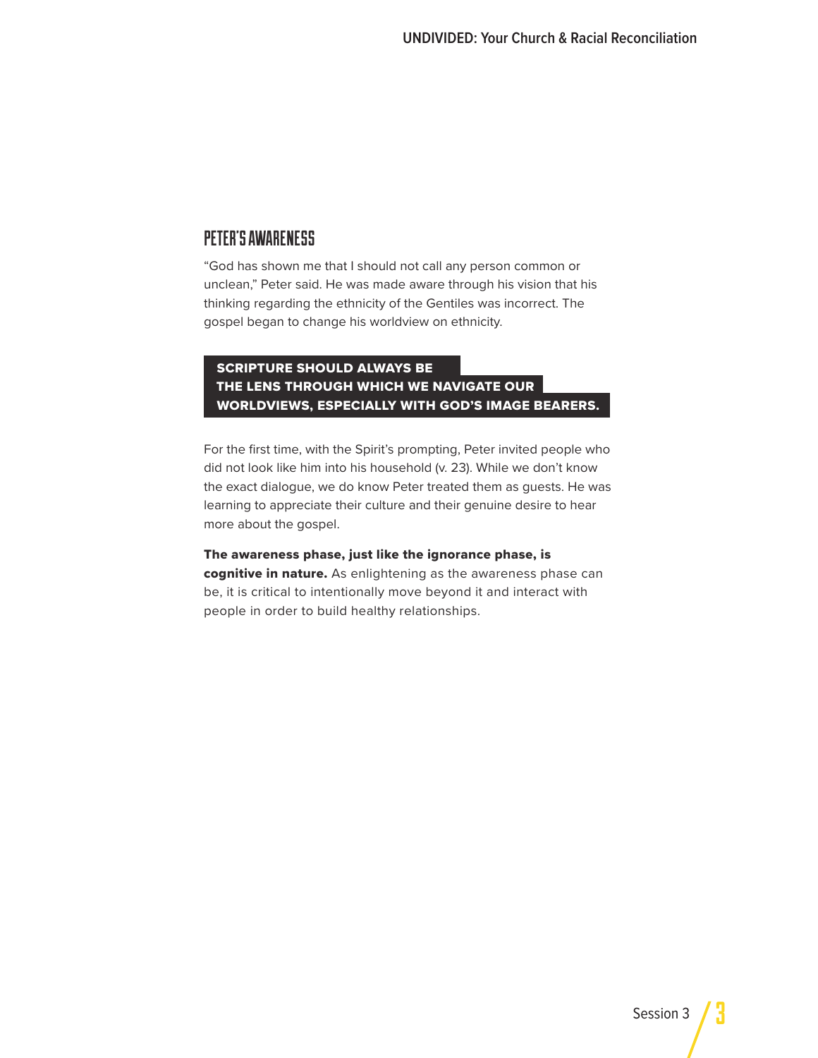## PETER'S AWARENESS

"God has shown me that I should not call any person common or unclean," Peter said. He was made aware through his vision that his thinking regarding the ethnicity of the Gentiles was incorrect. The gospel began to change his worldview on ethnicity.

**SCRIPTURE SHOULD ALWAYS BE THE LENS THROUGH WHICH WE NAVIGATE OUR WORLDVIEWS, ESPECIALLY WITH GOD'S IMAGE BEARERS.**

For the first time, with the Spirit's prompting, Peter invited people who did not look like him into his household (v. 23). While we don't know the exact dialogue, we do know Peter treated them as guests. He was learning to appreciate their culture and their genuine desire to hear more about the gospel.

**The awareness phase, just like the ignorance phase, is cognitive in nature.** As enlightening as the awareness phase can be, it is critical to intentionally move beyond it and interact with people in order to build healthy relationships.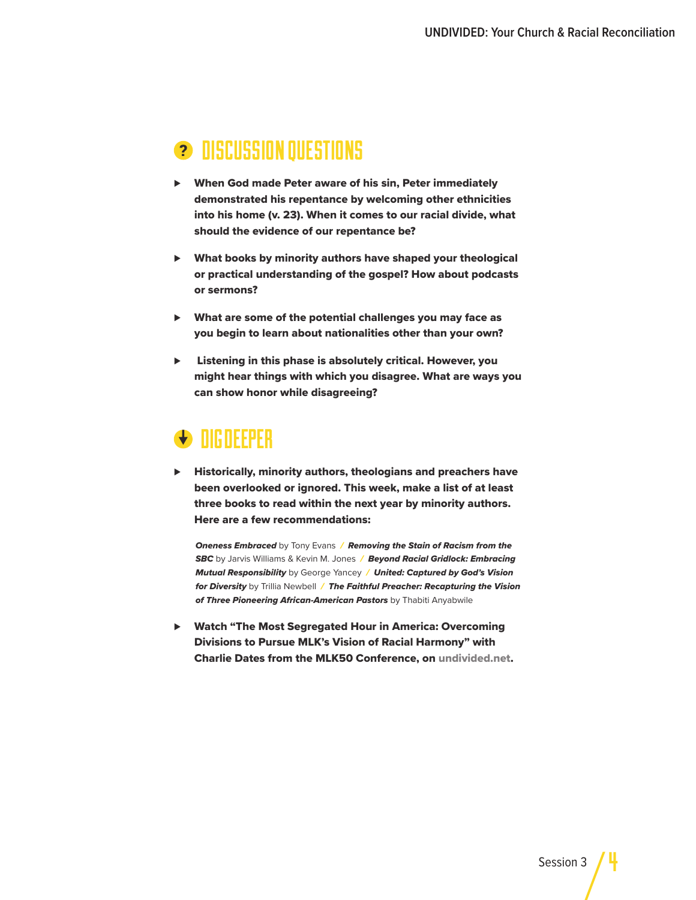## DISCUSSION QUESTIONS

- **When God made Peter aware of his sin, Peter immediately demonstrated his repentance by welcoming other ethnicities into his home (v. 23). When it comes to our racial divide, what should the evidence of our repentance be?**
- **What books by minority authors have shaped your theological or practical understanding of the gospel? How about podcasts or sermons?**
- **What are some of the potential challenges you may face as you begin to learn about nationalities other than your own?**
- **Listening in this phase is absolutely critical. However, you might hear things with which you disagree. What are ways you can show honor while disagreeing?**

## DIG DEEPER

- **Historically, minority authors, theologians and preachers have been overlooked or ignored. This week, make a list of at least three books to read within the next year by minority authors. Here are a few recommendations:**

  ***Oneness Embraced*** by Tony Evans / ***Removing the Stain of Racism from the SBC*** by Jarvis Williams & Kevin M. Jones / ***Beyond Racial Gridlock: Embracing Mutual Responsibility*** by George Yancey / ***United: Captured by God's Vision for Diversity*** by Trillia Newbell / ***The Faithful Preacher: Recapturing the Vision of Three Pioneering African-American Pastors*** by Thabiti Anyabwile

- **Watch "The Most Segregated Hour in America: Overcoming Divisions to Pursue MLK's Vision of Racial Harmony" with Charlie Dates from the MLK50 Conference, on undivided.net.**